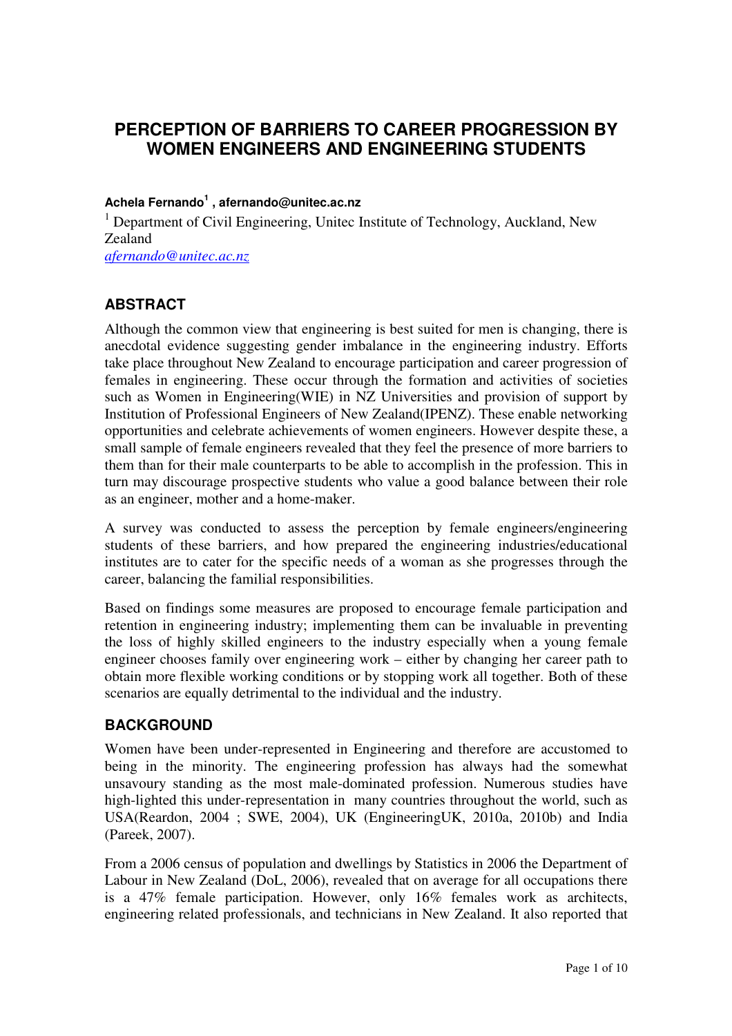# PERCEPTION OF BARRIERS TO CAREER PROGRESSION BY WOMEN ENGINEERS AND ENGINEERING STUDENTS

**Achela Fernando[1] , afernando@unitec.ac.nz**

[1] Department of Civil Engineering, Unitec Institute of Technology, Auckland, New Zealand
afernando@unitec.ac.nz

## ABSTRACT

Although the common view that engineering is best suited for men is changing, there is anecdotal evidence suggesting gender imbalance in the engineering industry. Efforts take place throughout New Zealand to encourage participation and career progression of females in engineering. These occur through the formation and activities of societies such as Women in Engineering(WIE) in NZ Universities and provision of support by Institution of Professional Engineers of New Zealand(IPENZ). These enable networking opportunities and celebrate achievements of women engineers. However despite these, a small sample of female engineers revealed that they feel the presence of more barriers to them than for their male counterparts to be able to accomplish in the profession. This in turn may discourage prospective students who value a good balance between their role as an engineer, mother and a home-maker.

A survey was conducted to assess the perception by female engineers/engineering students of these barriers, and how prepared the engineering industries/educational institutes are to cater for the specific needs of a woman as she progresses through the career, balancing the familial responsibilities.

Based on findings some measures are proposed to encourage female participation and retention in engineering industry; implementing them can be invaluable in preventing the loss of highly skilled engineers to the industry especially when a young female engineer chooses family over engineering work – either by changing her career path to obtain more flexible working conditions or by stopping work all together. Both of these scenarios are equally detrimental to the individual and the industry.

## BACKGROUND

Women have been under-represented in Engineering and therefore are accustomed to being in the minority. The engineering profession has always had the somewhat unsavoury standing as the most male-dominated profession. Numerous studies have high-lighted this under-representation in many countries throughout the world, such as USA(Reardon, 2004 ; SWE, 2004), UK (EngineeringUK, 2010a, 2010b) and India (Pareek, 2007).

From a 2006 census of population and dwellings by Statistics in 2006 the Department of Labour in New Zealand (DoL, 2006), revealed that on average for all occupations there is a 47% female participation. However, only 16% females work as architects, engineering related professionals, and technicians in New Zealand. It also reported that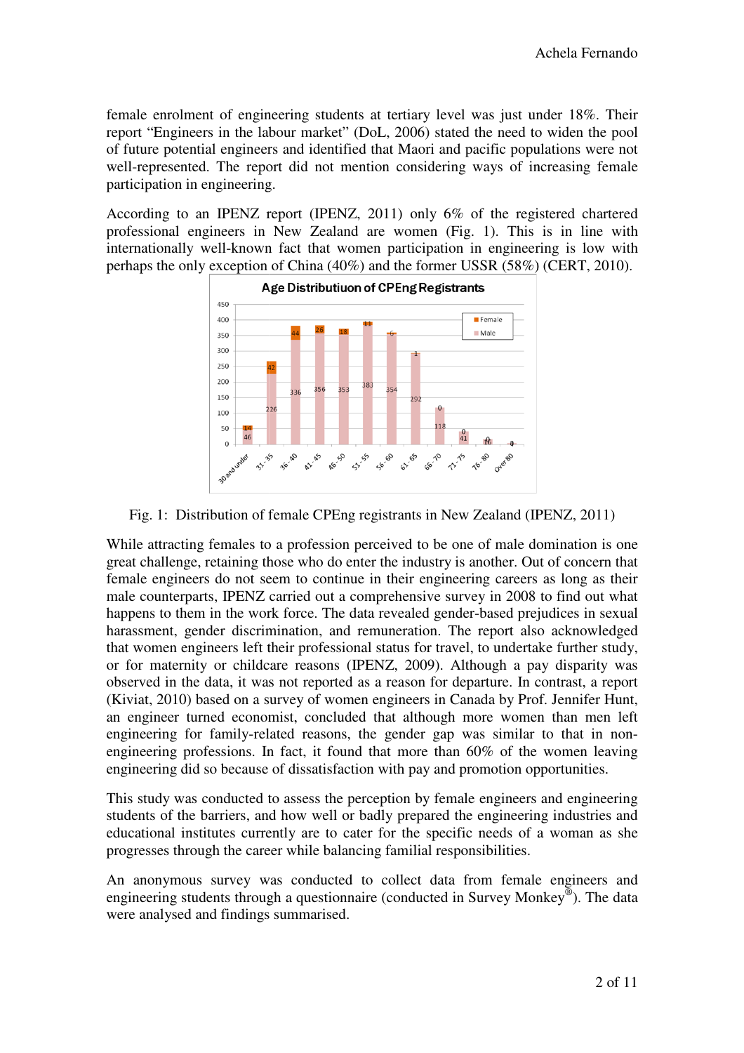female enrolment of engineering students at tertiary level was just under 18%. Their report "Engineers in the labour market" (DoL, 2006) stated the need to widen the pool of future potential engineers and identified that Maori and pacific populations were not well-represented. The report did not mention considering ways of increasing female participation in engineering.

According to an IPENZ report (IPENZ, 2011) only 6% of the registered chartered professional engineers in New Zealand are women (Fig. 1). This is in line with internationally well-known fact that women participation in engineering is low with perhaps the only exception of China (40%) and the former USSR (58%) (CERT, 2010).

Fig. 1: Distribution of female CPEng registrants in New Zealand (IPENZ, 2011)

While attracting females to a profession perceived to be one of male domination is one great challenge, retaining those who do enter the industry is another. Out of concern that female engineers do not seem to continue in their engineering careers as long as their male counterparts, IPENZ carried out a comprehensive survey in 2008 to find out what happens to them in the work force. The data revealed gender-based prejudices in sexual harassment, gender discrimination, and remuneration. The report also acknowledged that women engineers left their professional status for travel, to undertake further study, or for maternity or childcare reasons (IPENZ, 2009). Although a pay disparity was observed in the data, it was not reported as a reason for departure. In contrast, a report (Kiviat, 2010) based on a survey of women engineers in Canada by Prof. Jennifer Hunt, an engineer turned economist, concluded that although more women than men left engineering for family-related reasons, the gender gap was similar to that in non-engineering professions. In fact, it found that more than 60% of the women leaving engineering did so because of dissatisfaction with pay and promotion opportunities.

This study was conducted to assess the perception by female engineers and engineering students of the barriers, and how well or badly prepared the engineering industries and educational institutes currently are to cater for the specific needs of a woman as she progresses through the career while balancing familial responsibilities.

An anonymous survey was conducted to collect data from female engineers and engineering students through a questionnaire (conducted in Survey Monkey®). The data were analysed and findings summarised.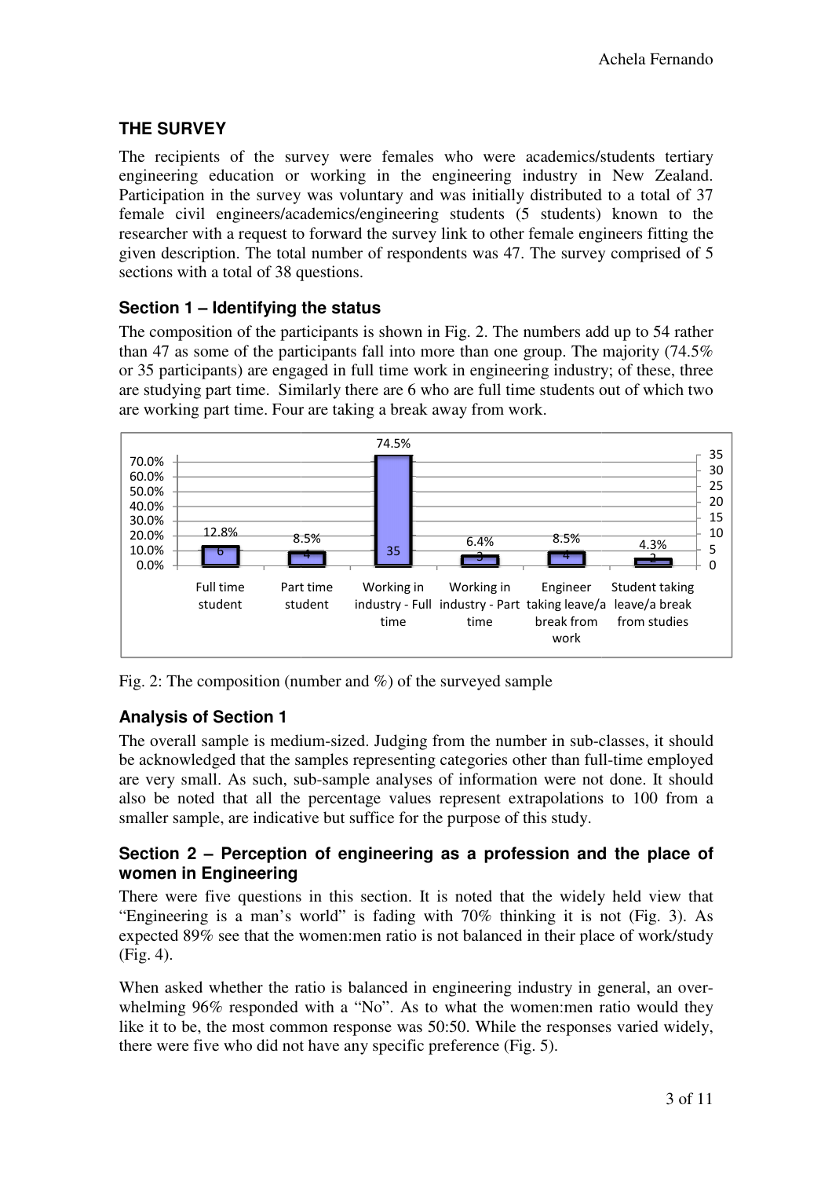## THE SURVEY

The recipients of the survey were females who were academics/students tertiary engineering education or working in the engineering industry in New Zealand. Participation in the survey was voluntary and was initially distributed to a total of 37 female civil engineers/academics/engineering students (5 students) known to the researcher with a request to forward the survey link to other female engineers fitting the given description. The total number of respondents was 47. The survey comprised of 5 sections with a total of 38 questions.

### Section 1 – Identifying the status

The composition of the participants is shown in Fig. 2. The numbers add up to 54 rather than 47 as some of the participants fall into more than one group. The majority (74.5% or 35 participants) are engaged in full time work in engineering industry; of these, three are studying part time. Similarly there are 6 who are full time students out of which two are working part time. Four are taking a break away from work.

Fig. 2: The composition (number and %) of the surveyed sample

### Analysis of Section 1

The overall sample is medium-sized. Judging from the number in sub-classes, it should be acknowledged that the samples representing categories other than full-time employed are very small. As such, sub-sample analyses of information were not done. It should also be noted that all the percentage values represent extrapolations to 100 from a smaller sample, are indicative but suffice for the purpose of this study.

### Section 2 – Perception of engineering as a profession and the place of women in Engineering

There were five questions in this section. It is noted that the widely held view that "Engineering is a man's world" is fading with 70% thinking it is not (Fig. 3). As expected 89% see that the women:men ratio is not balanced in their place of work/study (Fig. 4).

When asked whether the ratio is balanced in engineering industry in general, an over-whelming 96% responded with a "No". As to what the women:men ratio would they like it to be, the most common response was 50:50. While the responses varied widely, there were five who did not have any specific preference (Fig. 5).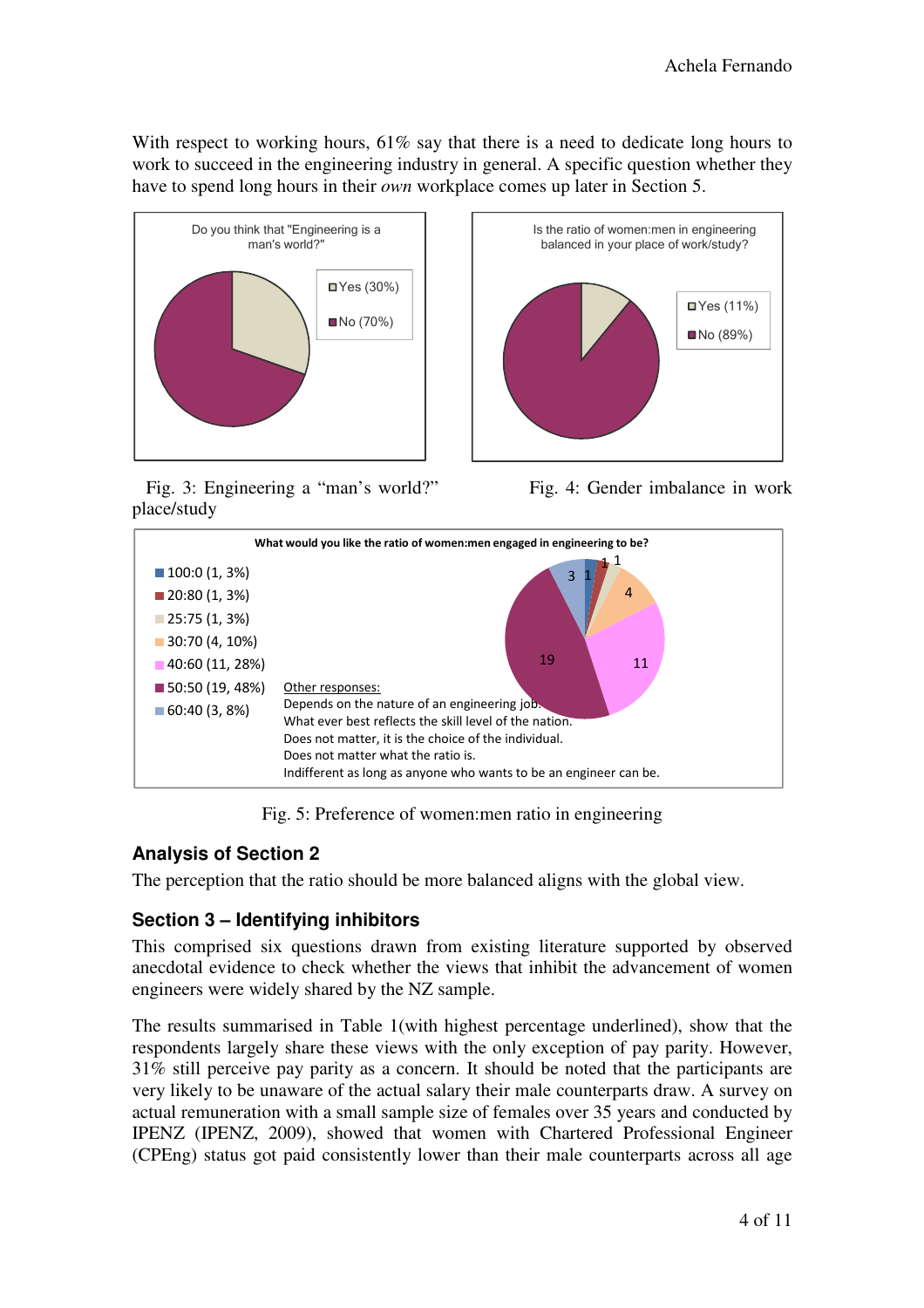With respect to working hours, 61% say that there is a need to dedicate long hours to work to succeed in the engineering industry in general. A specific question whether they have to spend long hours in their *own* workplace comes up later in Section 5.

Do you think that "Engineering is a man's world?"

- Yes (30%)
- No (70%)

Is the ratio of women:men in engineering balanced in your place of work/study?

- Yes (11%)
- No (89%)

Fig. 3: Engineering a "man's world?"

Fig. 4: Gender imbalance in work place/study

What would you like the ratio of women:men engaged in engineering to be?

- 100:0 (1, 3%)
- 20:80 (1, 3%)
- 25:75 (1, 3%)
- 30:70 (4, 10%)
- 40:60 (11, 28%)
- 50:50 (19, 48%)
- 60:40 (3, 8%)

Other responses:
Depends on the nature of an engineering job.
What ever best reflects the skill level of the nation.
Does not matter, it is the choice of the individual.
Does not matter what the ratio is.
Indifferent as long as anyone who wants to be an engineer can be.

Fig. 5: Preference of women:men ratio in engineering

## Analysis of Section 2

The perception that the ratio should be more balanced aligns with the global view.

## Section 3 – Identifying inhibitors

This comprised six questions drawn from existing literature supported by observed anecdotal evidence to check whether the views that inhibit the advancement of women engineers were widely shared by the NZ sample.

The results summarised in Table 1(with highest percentage underlined), show that the respondents largely share these views with the only exception of pay parity. However, 31% still perceive pay parity as a concern. It should be noted that the participants are very likely to be unaware of the actual salary their male counterparts draw. A survey on actual remuneration with a small sample size of females over 35 years and conducted by IPENZ (IPENZ, 2009), showed that women with Chartered Professional Engineer (CPEng) status got paid consistently lower than their male counterparts across all age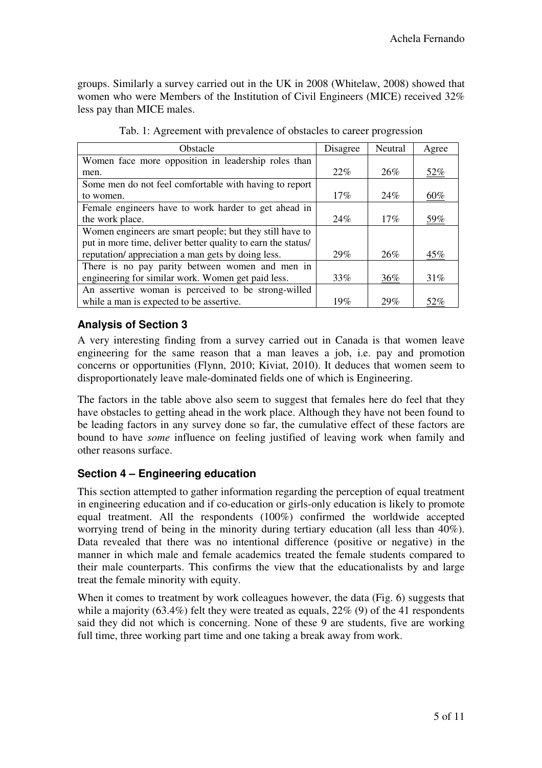groups. Similarly a survey carried out in the UK in 2008 (Whitelaw, 2008) showed that women who were Members of the Institution of Civil Engineers (MICE) received 32% less pay than MICE males.

Tab. 1: Agreement with prevalence of obstacles to career progression

| Obstacle | Disagree | Neutral | Agree |
|---|---|---|---|
| Women face more opposition in leadership roles than men. | 22% | 26% | <u>52%</u> |
| Some men do not feel comfortable with having to report to women. | 17% | 24% | <u>60%</u> |
| Female engineers have to work harder to get ahead in the work place. | 24% | 17% | <u>59%</u> |
| Women engineers are smart people; but they still have to put in more time, deliver better quality to earn the status/ reputation/ appreciation a man gets by doing less. | 29% | 26% | <u>45%</u> |
| There is no pay parity between women and men in engineering for similar work. Women get paid less. | 33% | <u>36%</u> | 31% |
| An assertive woman is perceived to be strong-willed while a man is expected to be assertive. | 19% | 29% | <u>52%</u> |

### Analysis of Section 3

A very interesting finding from a survey carried out in Canada is that women leave engineering for the same reason that a man leaves a job, i.e. pay and promotion concerns or opportunities (Flynn, 2010; Kiviat, 2010). It deduces that women seem to disproportionately leave male-dominated fields one of which is Engineering.

The factors in the table above also seem to suggest that females here do feel that they have obstacles to getting ahead in the work place. Although they have not been found to be leading factors in any survey done so far, the cumulative effect of these factors are bound to have *some* influence on feeling justified of leaving work when family and other reasons surface.

### Section 4 – Engineering education

This section attempted to gather information regarding the perception of equal treatment in engineering education and if co-education or girls-only education is likely to promote equal treatment. All the respondents (100%) confirmed the worldwide accepted worrying trend of being in the minority during tertiary education (all less than 40%). Data revealed that there was no intentional difference (positive or negative) in the manner in which male and female academics treated the female students compared to their male counterparts. This confirms the view that the educationalists by and large treat the female minority with equity.

When it comes to treatment by work colleagues however, the data (Fig. 6) suggests that while a majority (63.4%) felt they were treated as equals, 22% (9) of the 41 respondents said they did not which is concerning. None of these 9 are students, five are working full time, three working part time and one taking a break away from work.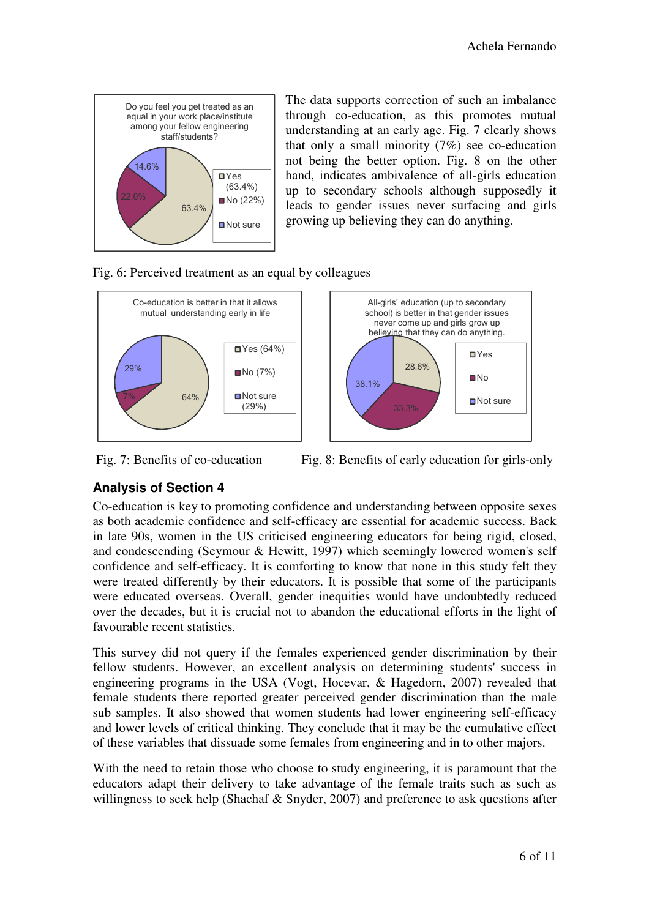The data supports correction of such an imbalance through co-education, as this promotes mutual understanding at an early age. Fig. 7 clearly shows that only a small minority (7%) see co-education not being the better option. Fig. 8 on the other hand, indicates ambivalence of all-girls education up to secondary schools although supposedly it leads to gender issues never surfacing and girls growing up believing they can do anything.

Fig. 6: Perceived treatment as an equal by colleagues

Fig. 7: Benefits of co-education

Fig. 8: Benefits of early education for girls-only

### Analysis of Section 4

Co-education is key to promoting confidence and understanding between opposite sexes as both academic confidence and self-efficacy are essential for academic success. Back in late 90s, women in the US criticised engineering educators for being rigid, closed, and condescending (Seymour & Hewitt, 1997) which seemingly lowered women's self confidence and self-efficacy. It is comforting to know that none in this study felt they were treated differently by their educators. It is possible that some of the participants were educated overseas. Overall, gender inequities would have undoubtedly reduced over the decades, but it is crucial not to abandon the educational efforts in the light of favourable recent statistics.

This survey did not query if the females experienced gender discrimination by their fellow students. However, an excellent analysis on determining students' success in engineering programs in the USA (Vogt, Hocevar, & Hagedorn, 2007) revealed that female students there reported greater perceived gender discrimination than the male sub samples. It also showed that women students had lower engineering self-efficacy and lower levels of critical thinking. They conclude that it may be the cumulative effect of these variables that dissuade some females from engineering and in to other majors.

With the need to retain those who choose to study engineering, it is paramount that the educators adapt their delivery to take advantage of the female traits such as such as willingness to seek help (Shachaf & Snyder, 2007) and preference to ask questions after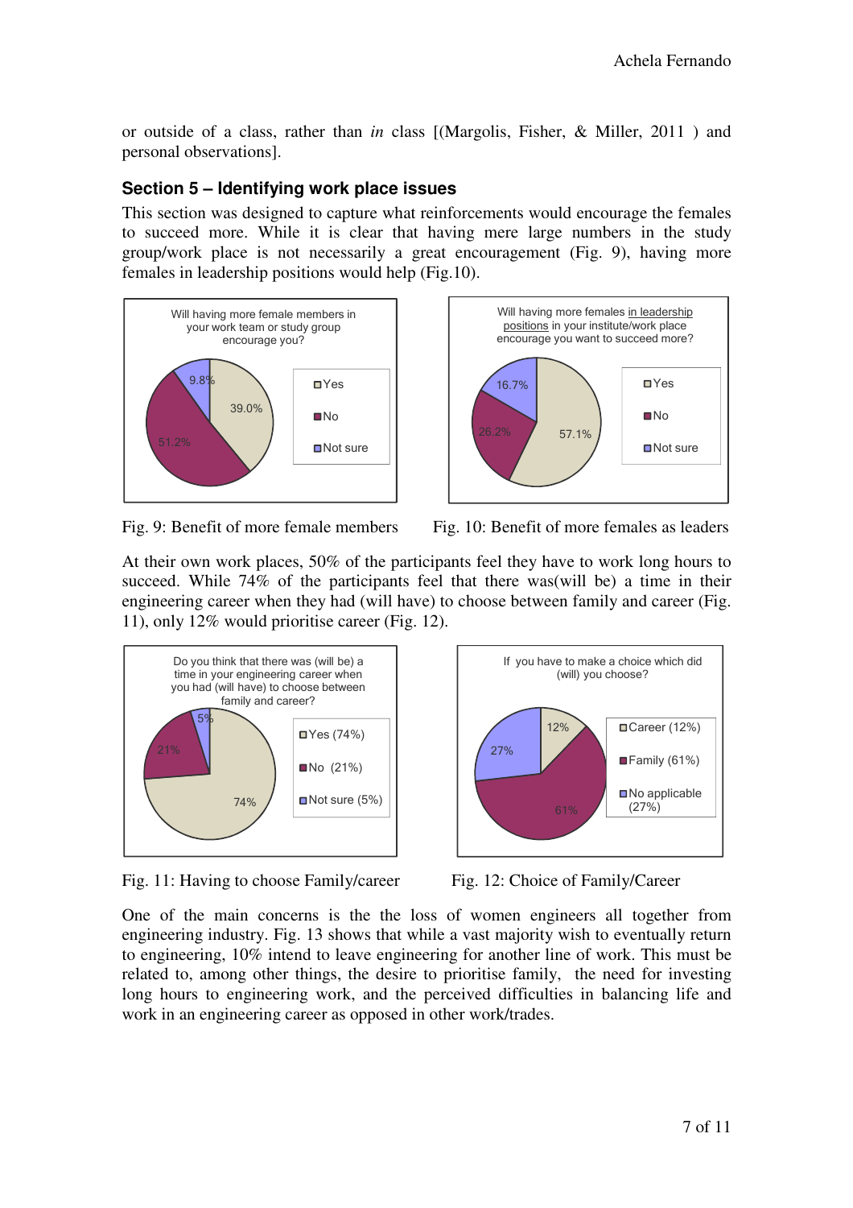or outside of a class, rather than *in* class [(Margolis, Fisher, & Miller, 2011 ) and personal observations].

## Section 5 – Identifying work place issues

This section was designed to capture what reinforcements would encourage the females to succeed more. While it is clear that having mere large numbers in the study group/work place is not necessarily a great encouragement (Fig. 9), having more females in leadership positions would help (Fig.10).

Fig. 9: Benefit of more female members

Fig. 10: Benefit of more females as leaders

At their own work places, 50% of the participants feel they have to work long hours to succeed. While 74% of the participants feel that there was(will be) a time in their engineering career when they had (will have) to choose between family and career (Fig. 11), only 12% would prioritise career (Fig. 12).

Fig. 11: Having to choose Family/career

Fig. 12: Choice of Family/Career

One of the main concerns is the the loss of women engineers all together from engineering industry. Fig. 13 shows that while a vast majority wish to eventually return to engineering, 10% intend to leave engineering for another line of work. This must be related to, among other things, the desire to prioritise family, the need for investing long hours to engineering work, and the perceived difficulties in balancing life and work in an engineering career as opposed in other work/trades.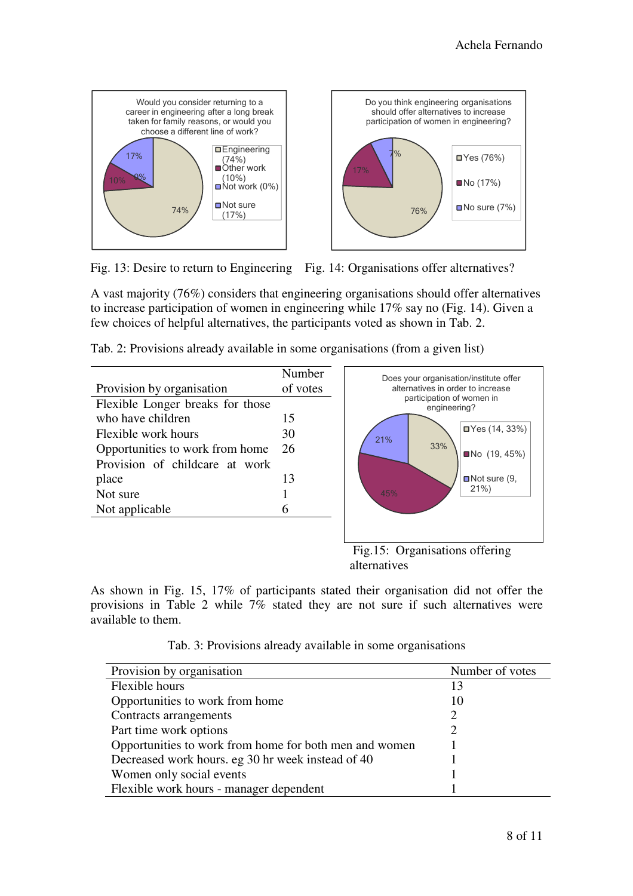Fig. 13: Desire to return to Engineering

Fig. 14: Organisations offer alternatives?

A vast majority (76%) considers that engineering organisations should offer alternatives to increase participation of women in engineering while 17% say no (Fig. 14). Given a few choices of helpful alternatives, the participants voted as shown in Tab. 2.

Tab. 2: Provisions already available in some organisations (from a given list)

| Provision by organisation | Number of votes |
|---|---|
| Flexible Longer breaks for those who have children | 15 |
| Flexible work hours | 30 |
| Opportunities to work from home | 26 |
| Provision of childcare at work place | 13 |
| Not sure | 1 |
| Not applicable | 6 |

Fig.15: Organisations offering alternatives

As shown in Fig. 15, 17% of participants stated their organisation did not offer the provisions in Table 2 while 7% stated they are not sure if such alternatives were available to them.

Tab. 3: Provisions already available in some organisations

| Provision by organisation | Number of votes |
|---|---|
| Flexible hours | 13 |
| Opportunities to work from home | 10 |
| Contracts arrangements | 2 |
| Part time work options | 2 |
| Opportunities to work from home for both men and women | 1 |
| Decreased work hours. eg 30 hr week instead of 40 | 1 |
| Women only social events | 1 |
| Flexible work hours - manager dependent | 1 |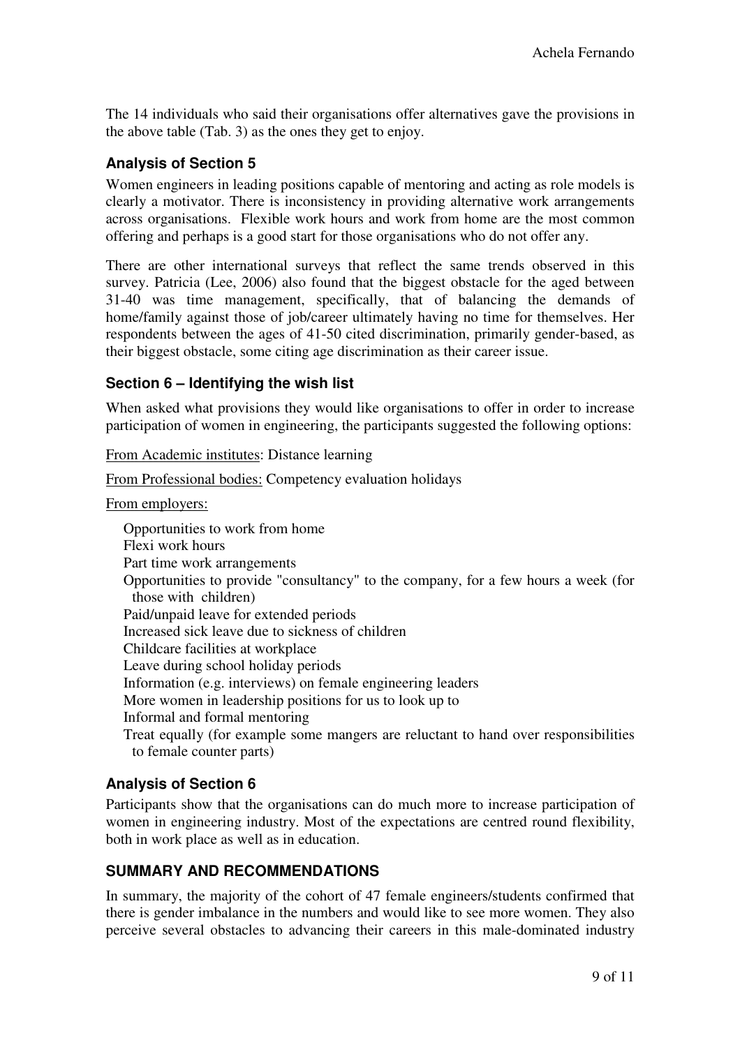The 14 individuals who said their organisations offer alternatives gave the provisions in the above table (Tab. 3) as the ones they get to enjoy.

### Analysis of Section 5

Women engineers in leading positions capable of mentoring and acting as role models is clearly a motivator. There is inconsistency in providing alternative work arrangements across organisations. Flexible work hours and work from home are the most common offering and perhaps is a good start for those organisations who do not offer any.

There are other international surveys that reflect the same trends observed in this survey. Patricia (Lee, 2006) also found that the biggest obstacle for the aged between 31-40 was time management, specifically, that of balancing the demands of home/family against those of job/career ultimately having no time for themselves. Her respondents between the ages of 41-50 cited discrimination, primarily gender-based, as their biggest obstacle, some citing age discrimination as their career issue.

### Section 6 – Identifying the wish list

When asked what provisions they would like organisations to offer in order to increase participation of women in engineering, the participants suggested the following options:

<u>From Academic institutes</u>: Distance learning

<u>From Professional bodies:</u> Competency evaluation holidays

<u>From employers:</u>

- Opportunities to work from home
- Flexi work hours
- Part time work arrangements
- Opportunities to provide "consultancy" to the company, for a few hours a week (for those with children)
- Paid/unpaid leave for extended periods
- Increased sick leave due to sickness of children
- Childcare facilities at workplace
- Leave during school holiday periods
- Information (e.g. interviews) on female engineering leaders
- More women in leadership positions for us to look up to
- Informal and formal mentoring
- Treat equally (for example some mangers are reluctant to hand over responsibilities to female counter parts)

### Analysis of Section 6

Participants show that the organisations can do much more to increase participation of women in engineering industry. Most of the expectations are centred round flexibility, both in work place as well as in education.

## SUMMARY AND RECOMMENDATIONS

In summary, the majority of the cohort of 47 female engineers/students confirmed that there is gender imbalance in the numbers and would like to see more women. They also perceive several obstacles to advancing their careers in this male-dominated industry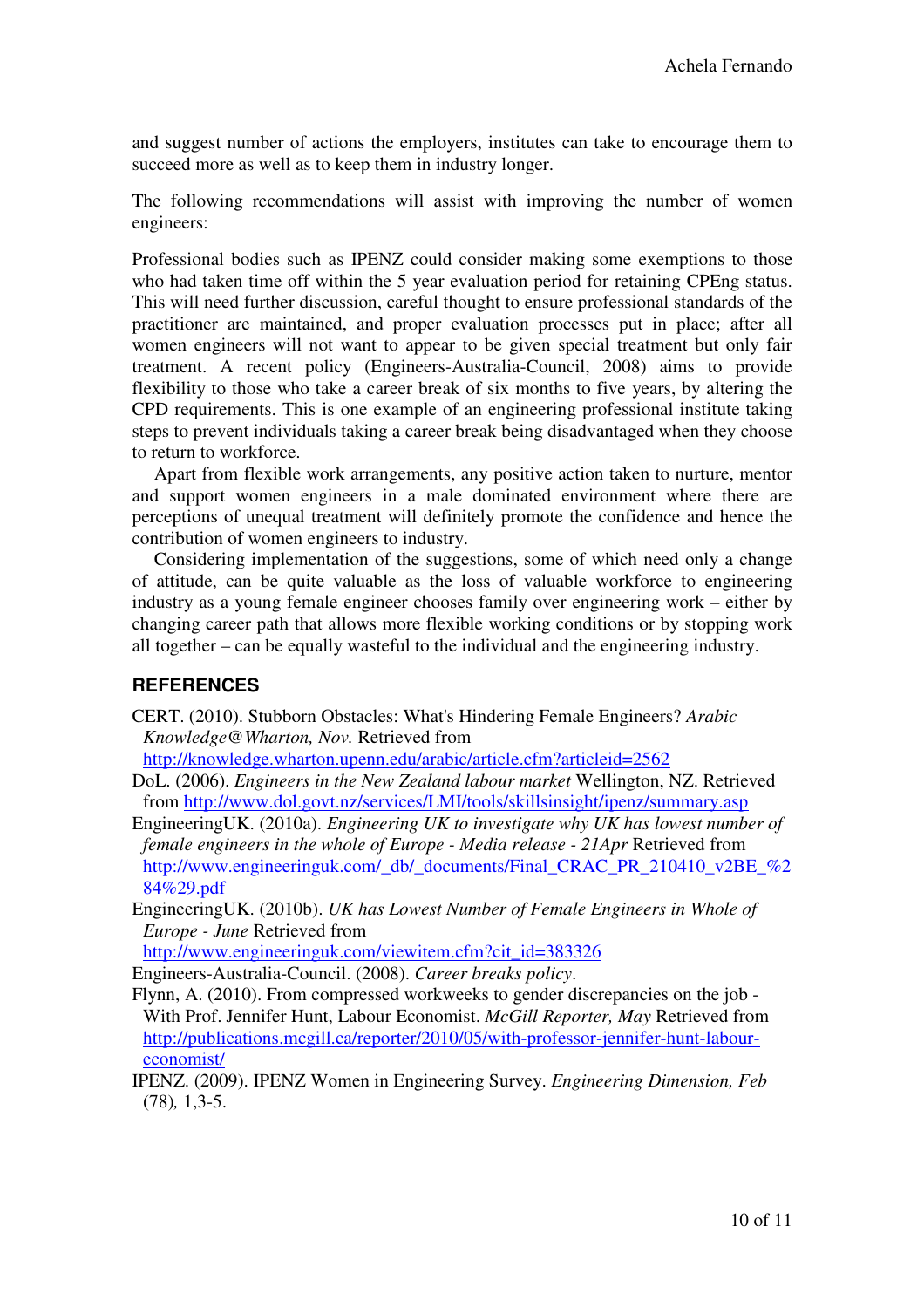and suggest number of actions the employers, institutes can take to encourage them to succeed more as well as to keep them in industry longer.

The following recommendations will assist with improving the number of women engineers:

Professional bodies such as IPENZ could consider making some exemptions to those who had taken time off within the 5 year evaluation period for retaining CPEng status. This will need further discussion, careful thought to ensure professional standards of the practitioner are maintained, and proper evaluation processes put in place; after all women engineers will not want to appear to be given special treatment but only fair treatment. A recent policy (Engineers-Australia-Council, 2008) aims to provide flexibility to those who take a career break of six months to five years, by altering the CPD requirements. This is one example of an engineering professional institute taking steps to prevent individuals taking a career break being disadvantaged when they choose to return to workforce.

Apart from flexible work arrangements, any positive action taken to nurture, mentor and support women engineers in a male dominated environment where there are perceptions of unequal treatment will definitely promote the confidence and hence the contribution of women engineers to industry.

Considering implementation of the suggestions, some of which need only a change of attitude, can be quite valuable as the loss of valuable workforce to engineering industry as a young female engineer chooses family over engineering work – either by changing career path that allows more flexible working conditions or by stopping work all together – can be equally wasteful to the individual and the engineering industry.

## REFERENCES

CERT. (2010). Stubborn Obstacles: What's Hindering Female Engineers? *Arabic Knowledge@Wharton, Nov.* Retrieved from http://knowledge.wharton.upenn.edu/arabic/article.cfm?articleid=2562

DoL. (2006). *Engineers in the New Zealand labour market* Wellington, NZ. Retrieved from http://www.dol.govt.nz/services/LMI/tools/skillsinsight/ipenz/summary.asp

EngineeringUK. (2010a). *Engineering UK to investigate why UK has lowest number of female engineers in the whole of Europe - Media release - 21Apr* Retrieved from http://www.engineeringuk.com/_db/_documents/Final_CRAC_PR_210410_v2BE_%284%29.pdf

EngineeringUK. (2010b). *UK has Lowest Number of Female Engineers in Whole of Europe - June* Retrieved from http://www.engineeringuk.com/viewitem.cfm?cit_id=383326

Engineers-Australia-Council. (2008). *Career breaks policy*.

Flynn, A. (2010). From compressed workweeks to gender discrepancies on the job - With Prof. Jennifer Hunt, Labour Economist. *McGill Reporter, May* Retrieved from http://publications.mcgill.ca/reporter/2010/05/with-professor-jennifer-hunt-labour-economist/

IPENZ. (2009). IPENZ Women in Engineering Survey. *Engineering Dimension, Feb* (78)*,* 1,3-5.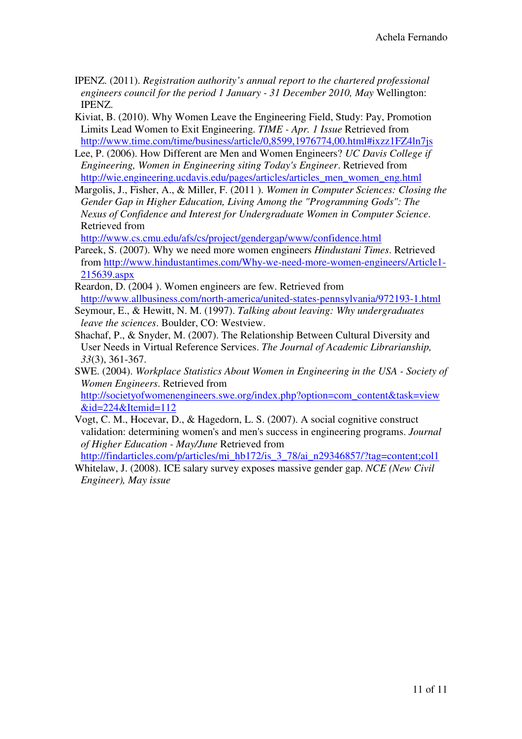IPENZ. (2011). *Registration authority's annual report to the chartered professional engineers council for the period 1 January - 31 December 2010, May* Wellington: IPENZ.

Kiviat, B. (2010). Why Women Leave the Engineering Field, Study: Pay, Promotion Limits Lead Women to Exit Engineering. *TIME - Apr. 1 Issue* Retrieved from http://www.time.com/time/business/article/0,8599,1976774,00.html#ixzz1FZ4ln7js

Lee, P. (2006). How Different are Men and Women Engineers? *UC Davis College if Engineering, Women in Engineering siting Today's Engineer*. Retrieved from http://wie.engineering.ucdavis.edu/pages/articles/articles_men_women_eng.html

Margolis, J., Fisher, A., & Miller, F. (2011 ). *Women in Computer Sciences: Closing the Gender Gap in Higher Education, Living Among the "Programming Gods": The Nexus of Confidence and Interest for Undergraduate Women in Computer Science*. Retrieved from http://www.cs.cmu.edu/afs/cs/project/gendergap/www/confidence.html

Pareek, S. (2007). Why we need more women engineers *Hindustani Times*. Retrieved from http://www.hindustantimes.com/Why-we-need-more-women-engineers/Article1-215639.aspx

Reardon, D. (2004 ). Women engineers are few. Retrieved from http://www.allbusiness.com/north-america/united-states-pennsylvania/972193-1.html

Seymour, E., & Hewitt, N. M. (1997). *Talking about leaving: Why undergraduates leave the sciences*. Boulder, CO: Westview.

Shachaf, P., & Snyder, M. (2007). The Relationship Between Cultural Diversity and User Needs in Virtual Reference Services. *The Journal of Academic Librarianship, 33*(3), 361-367.

SWE. (2004). *Workplace Statistics About Women in Engineering in the USA - Society of Women Engineers*. Retrieved from http://societyofwomenengineers.swe.org/index.php?option=com_content&task=view&id=224&Itemid=112

Vogt, C. M., Hocevar, D., & Hagedorn, L. S. (2007). A social cognitive construct validation: determining women's and men's success in engineering programs. *Journal of Higher Education - May/June* Retrieved from http://findarticles.com/p/articles/mi_hb172/is_3_78/ai_n29346857/?tag=content;col1

Whitelaw, J. (2008). ICE salary survey exposes massive gender gap. *NCE (New Civil Engineer), May issue*